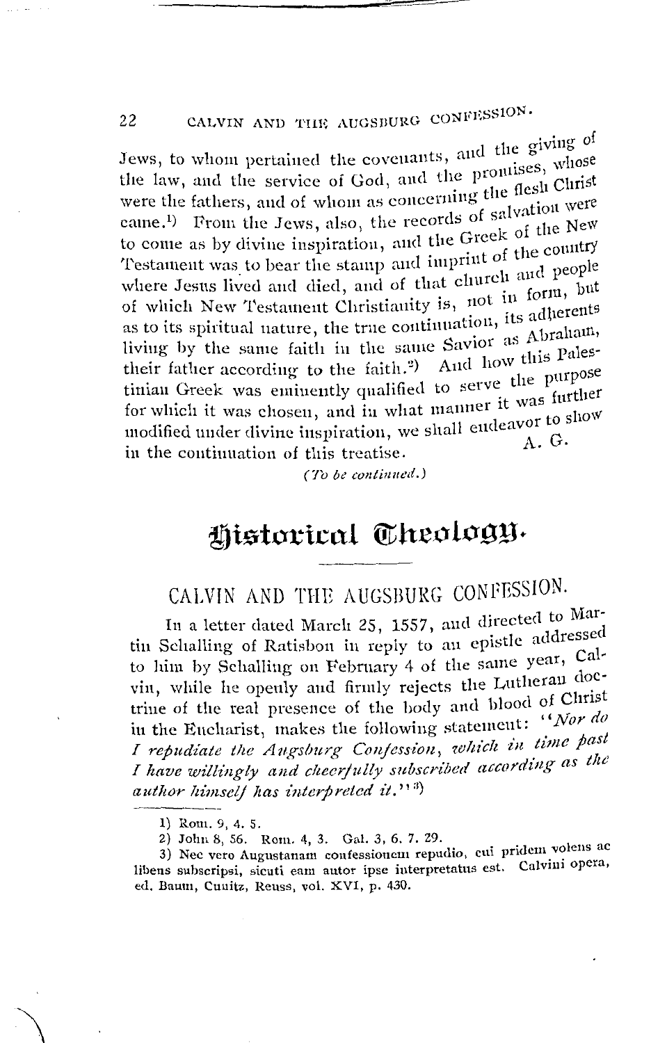Jews, to whom pertained the covenants, and the giving of the law, and the service of God, and the promises, whose were the fathers, and of whom as concerning the flesh Christ came.[1] From the Jews, also, the records of salvation were to come as by divine inspiration, and the Greek of the New Testament was to bear the stamp and imprint of the country where Jesus lived and died, and of that church and people of which New Testament Christianity is, not in form, but as to its spiritual nature, the true continuation, its adherents living by the same faith in the same Savior as Abraham, their father according to the faith.[2] And how this Palestinian Greek was eminently qualified to serve the purpose for which it was chosen, and in what manner it was further modified under divine inspiration, we shall endeavor to show in the continuation of this treatise.

A. G.

*(To be continued.)*

# Historical Theology.

## CALVIN AND THE AUGSBURG CONFESSION.

In a letter dated March 25, 1557, and directed to Martin Schalling of Ratisbon in reply to an epistle addressed to him by Schalling on February 4 of the same year, Calvin, while he openly and firmly rejects the Lutheran doctrine of the real presence of the body and blood of Christ in the Eucharist, makes the following statement: "*Nor do I repudiate the Augsburg Confession, which in time past I have willingly and cheerfully subscribed according as the author himself has interpreted it.*"[3]

---

1) Rom. 9, 4. 5.

2) John 8, 56. Rom. 4, 3. Gal. 3, 6. 7. 29.

3) Nec vero Augustanam confessionem repudio, cui pridem volens ac libens subscripsi, sicuti eam autor ipse interpretatus est. Calvini opera, ed. Baum, Cunitz, Reuss, vol. XVI, p. 430.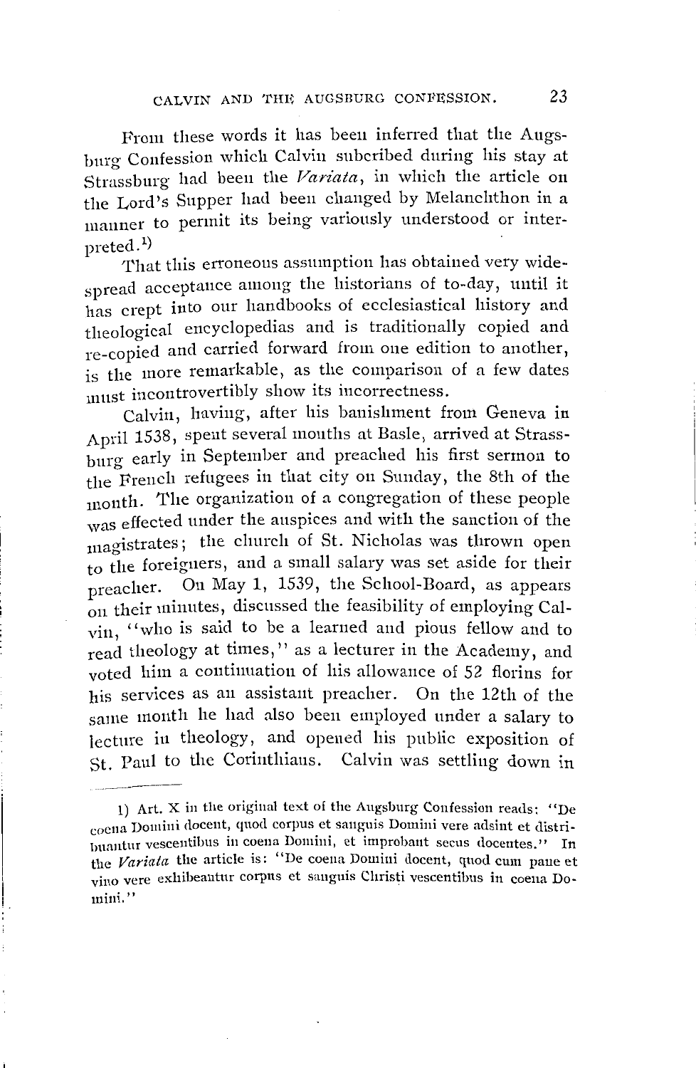From these words it has been inferred that the Augsburg Confession which Calvin subcribed during his stay at Strassburg had been the *Variata*, in which the article on the Lord's Supper had been changed by Melanchthon in a manner to permit its being variously understood or interpreted.[1]

That this erroneous assumption has obtained very widespread acceptance among the historians of to-day, until it has crept into our handbooks of ecclesiastical history and theological encyclopedias and is traditionally copied and re-copied and carried forward from one edition to another, is the more remarkable, as the comparison of a few dates must incontrovertibly show its incorrectness.

Calvin, having, after his banishment from Geneva in April 1538, spent several months at Basle, arrived at Strassburg early in September and preached his first sermon to the French refugees in that city on Sunday, the 8th of the month. The organization of a congregation of these people was effected under the auspices and with the sanction of the magistrates; the church of St. Nicholas was thrown open to the foreigners, and a small salary was set aside for their preacher. On May 1, 1539, the School-Board, as appears on their minutes, discussed the feasibility of employing Calvin, "who is said to be a learned and pious fellow and to read theology at times," as a lecturer in the Academy, and voted him a continuation of his allowance of 52 florins for his services as an assistant preacher. On the 12th of the same month he had also been employed under a salary to lecture in theology, and opened his public exposition of St. Paul to the Corinthians. Calvin was settling down in

1) Art. X in the original text of the Augsburg Confession reads: "De coena Domini docent, quod corpus et sanguis Domini vere adsint et distribuantur vescentibus in coena Domini, et improbant secus docentes." In the *Variata* the article is: "De coena Domini docent, quod cum pane et vino vere exhibeantur corpus et sanguis Christi vescentibus in coena Domini."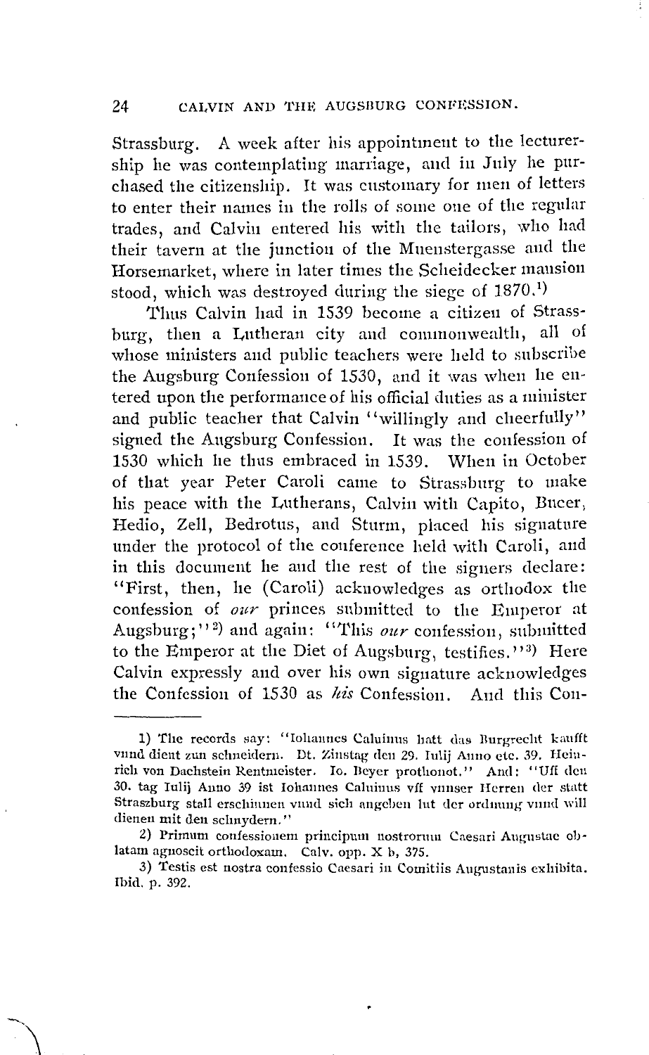Strassburg. A week after his appointment to the lectureship he was contemplating marriage, and in July he purchased the citizenship. It was customary for men of letters to enter their names in the rolls of some one of the regular trades, and Calvin entered his with the tailors, who had their tavern at the junction of the Muenstergasse and the Horsemarket, where in later times the Scheidecker mansion stood, which was destroyed during the siege of 1870.[1]

Thus Calvin had in 1539 become a citizen of Strassburg, then a Lutheran city and commonwealth, all of whose ministers and public teachers were held to subscribe the Augsburg Confession of 1530, and it was when he entered upon the performance of his official duties as a minister and public teacher that Calvin "willingly and cheerfully" signed the Augsburg Confession. It was the confession of 1530 which he thus embraced in 1539. When in October of that year Peter Caroli came to Strassburg to make his peace with the Lutherans, Calvin with Capito, Bucer, Hedio, Zell, Bedrotus, and Sturm, placed his signature under the protocol of the conference held with Caroli, and in this document he and the rest of the signers declare: "First, then, he (Caroli) acknowledges as orthodox the confession of *our* princes submitted to the Emperor at Augsburg;"[2] and again: "This *our* confession, submitted to the Emperor at the Diet of Augsburg, testifies."[3] Here Calvin expressly and over his own signature acknowledges the Confession of 1530 as *his* Confession. And this Con-

---

1) The records say: "Iohannes Caluinus hatt das Burgrecht kaufft vnnd dient zun schneidern. Dt. Zinstag den 29. Iulij Anno etc. 39. Heinrich von Dachstein Rentmeister. Io. Beyer prothonot." And: "Uff den 30. tag Iulij Anno 39 ist Iohannes Caluinus vff vnnser Herren der statt Straszburg stall erschinnen vnnd sich angeben lut der ordnung vnnd will dienen mit den schnydern."

2) Primum confessionem principum nostrorum Caesari Augustae oblatam agnoscit orthodoxam. Calv. opp. X b, 375.

3) Testis est nostra confessio Caesari in Comitiis Augustanis exhibita. Ibid. p. 392.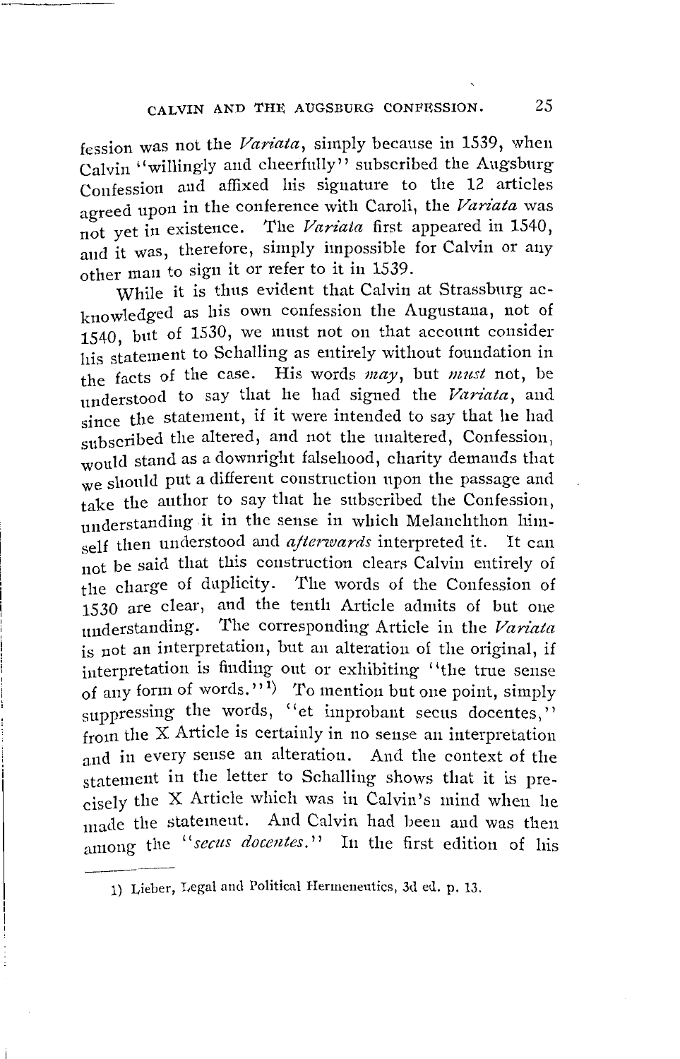fession was not the *Variata*, simply because in 1539, when Calvin "willingly and cheerfully" subscribed the Augsburg Confession and affixed his signature to the 12 articles agreed upon in the conference with Caroli, the *Variata* was not yet in existence. The *Variata* first appeared in 1540, and it was, therefore, simply impossible for Calvin or any other man to sign it or refer to it in 1539.

While it is thus evident that Calvin at Strassburg acknowledged as his own confession the Augustana, not of 1540, but of 1530, we must not on that account consider his statement to Schalling as entirely without foundation in the facts of the case. His words *may*, but *must* not, be understood to say that he had signed the *Variata*, and since the statement, if it were intended to say that he had subscribed the altered, and not the unaltered, Confession, would stand as a downright falsehood, charity demands that we should put a different construction upon the passage and take the author to say that he subscribed the Confession, understanding it in the sense in which Melanchthon himself then understood and *afterwards* interpreted it. It can not be said that this construction clears Calvin entirely of the charge of duplicity. The words of the Confession of 1530 are clear, and the tenth Article admits of but one understanding. The corresponding Article in the *Variata* is not an interpretation, but an alteration of the original, if interpretation is finding out or exhibiting "the true sense of any form of words."[1] To mention but one point, simply suppressing the words, "et improbant secus docentes," from the X Article is certainly in no sense an interpretation and in every sense an alteration. And the context of the statement in the letter to Schalling shows that it is precisely the X Article which was in Calvin's mind when he made the statement. And Calvin had been and was then among the "*secus docentes.*" In the first edition of his

1) Lieber, Legal and Political Hermeneutics, 3d ed. p. 13.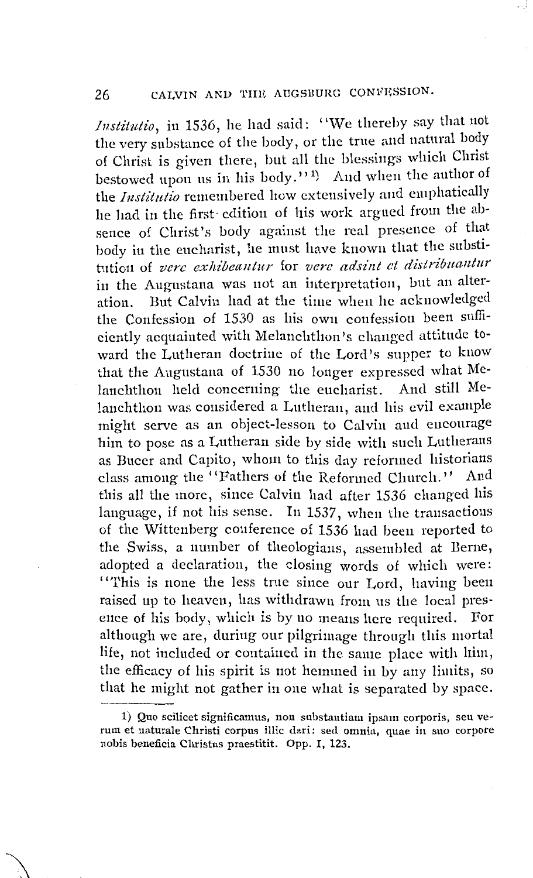*Institutio*, in 1536, he had said: "We thereby say that not the very substance of the body, or the true and natural body of Christ is given there, but all the blessings which Christ bestowed upon us in his body."[1] And when the author of the *Institutio* remembered how extensively and emphatically he had in the first edition of his work argued from the absence of Christ's body against the real presence of that body in the eucharist, he must have known that the substitution of *vere exhibeantur* for *vere adsint et distribuantur* in the Augustana was not an interpretation, but an alteration. But Calvin had at the time when he acknowledged the Confession of 1530 as his own confession been sufficiently acquainted with Melanchthon's changed attitude toward the Lutheran doctrine of the Lord's supper to know that the Augustana of 1530 no longer expressed what Melanchthon held concerning the eucharist. And still Melanchthon was considered a Lutheran, and his evil example might serve as an object-lesson to Calvin and encourage him to pose as a Lutheran side by side with such Lutherans as Bucer and Capito, whom to this day reformed historians class among the "Fathers of the Reformed Church." And this all the more, since Calvin had after 1536 changed his language, if not his sense. In 1537, when the transactions of the Wittenberg conference of 1536 had been reported to the Swiss, a number of theologians, assembled at Berne, adopted a declaration, the closing words of which were: "This is none the less true since our Lord, having been raised up to heaven, has withdrawn from us the local presence of his body, which is by no means here required. For although we are, during our pilgrimage through this mortal life, not included or contained in the same place with him, the efficacy of his spirit is not hemmed in by any limits, so that he might not gather in one what is separated by space.

---

1) Quo scilicet significamus, non substantiam ipsam corporis, seu verum et naturale Christi corpus illic dari: sed omnia, quae in suo corpore nobis beneficia Christus praestitit. Opp. I, 123.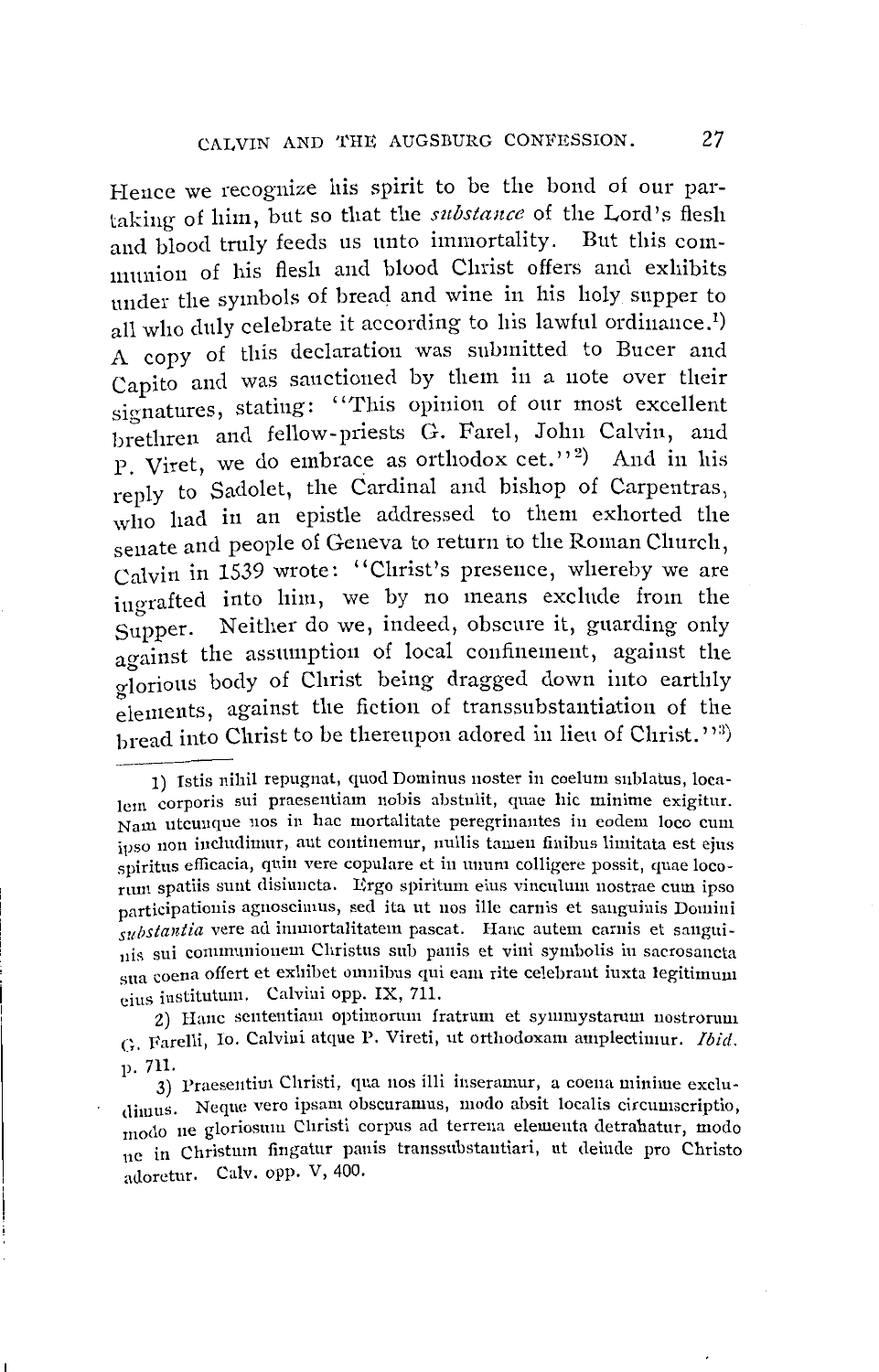Hence we recognize his spirit to be the bond of our partaking of him, but so that the *substance* of the Lord's flesh and blood truly feeds us unto immortality. But this communion of his flesh and blood Christ offers and exhibits under the symbols of bread and wine in his holy supper to all who duly celebrate it according to his lawful ordinance.[1]) A copy of this declaration was submitted to Bucer and Capito and was sanctioned by them in a note over their signatures, stating: "This opinion of our most excellent brethren and fellow-priests G. Farel, John Calvin, and P. Viret, we do embrace as orthodox cet."[2]) And in his reply to Sadolet, the Cardinal and bishop of Carpentras, who had in an epistle addressed to them exhorted the senate and people of Geneva to return to the Roman Church, Calvin in 1539 wrote: "Christ's presence, whereby we are ingrafted into him, we by no means exclude from the Supper. Neither do we, indeed, obscure it, guarding only against the assumption of local confinement, against the glorious body of Christ being dragged down into earthly elements, against the fiction of transsubstantiation of the bread into Christ to be thereupon adored in lieu of Christ."[3])

---

1) Istis nihil repugnat, quod Dominus noster in coelum sublatus, localem corporis sui praesentiam nobis abstulit, quae hic minime exigitur. Nam utcunque nos in hac mortalitate peregrinantes in eodem loco cum ipso non includimur, aut continemur, nullis tamen finibus limitata est ejus spiritus efficacia, quin vere copulare et in unum colligere possit, quae locorum spatiis sunt disiuncta. Ergo spiritum eius vinculum nostrae cum ipso participationis agnoscimus, sed ita ut nos ille carnis et sanguinis Domini *substantia* vere ad immortalitatem pascat. Hanc autem carnis et sanguinis sui communionem Christus sub panis et vini symbolis in sacrosancta sua coena offert et exhibet omnibus qui eam rite celebrant iuxta legitimum eius institutum. Calvini opp. IX, 711.

2) Hanc sententiam optimorum fratrum et symmystarum nostrorum G. Farelli, Io. Calvini atque P. Vireti, ut orthodoxam amplectimur. *Ibid.* p. 711.

3) Praesentim Christi, qua nos illi inseramur, a coena minime excludimus. Neque vero ipsam obscuramus, modo absit localis circumscriptio, modo ne gloriosum Christi corpus ad terrena elementa detrahatur, modo ne in Christum fingatur panis transsubstantiari, ut deinde pro Christo adoretur. Calv. opp. V, 400.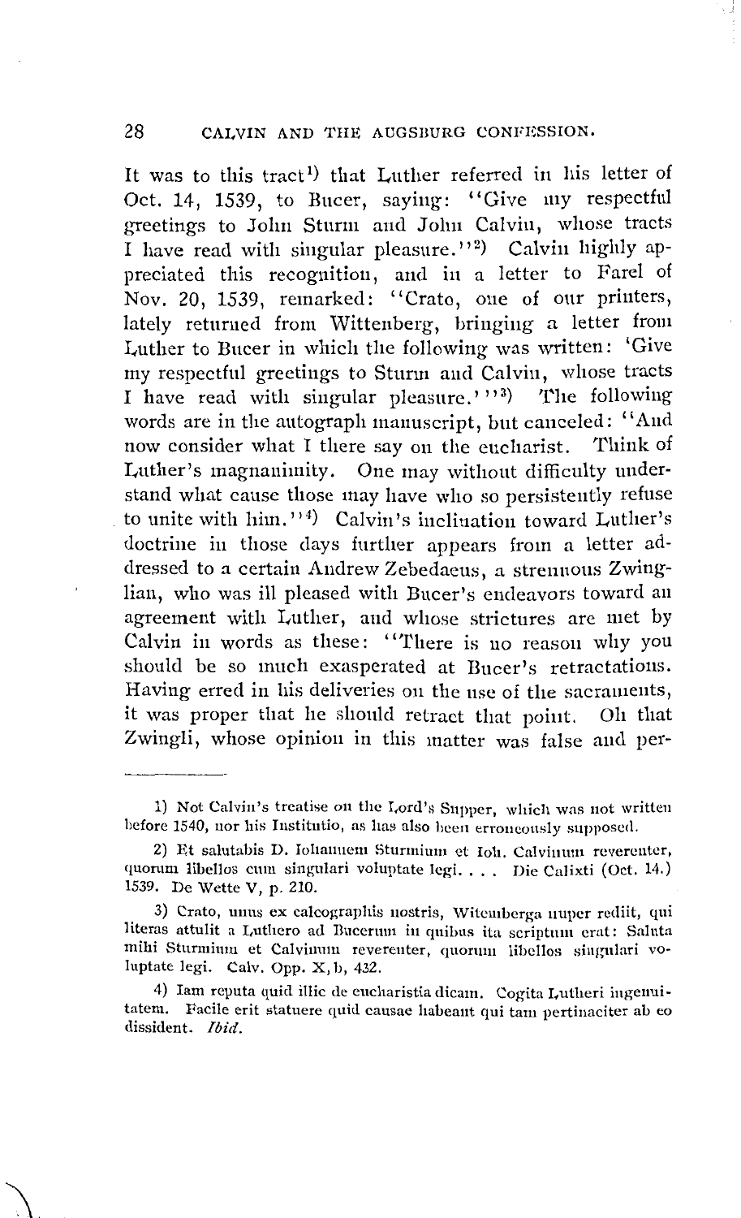It was to this tract[1] that Luther referred in his letter of Oct. 14, 1539, to Bucer, saying: "Give my respectful greetings to John Sturm and John Calvin, whose tracts I have read with singular pleasure."[2] Calvin highly appreciated this recognition, and in a letter to Farel of Nov. 20, 1539, remarked: "Crato, one of our printers, lately returned from Wittenberg, bringing a letter from Luther to Bucer in which the following was written: 'Give my respectful greetings to Sturm and Calvin, whose tracts I have read with singular pleasure.'"[3] The following words are in the autograph manuscript, but canceled: "And now consider what I there say on the eucharist. Think of Luther's magnanimity. One may without difficulty understand what cause those may have who so persistently refuse to unite with him."[4] Calvin's inclination toward Luther's doctrine in those days further appears from a letter addressed to a certain Andrew Zebedaeus, a strenuous Zwinglian, who was ill pleased with Bucer's endeavors toward an agreement with Luther, and whose strictures are met by Calvin in words as these: "There is no reason why you should be so much exasperated at Bucer's retractations. Having erred in his deliveries on the use of the sacraments, it was proper that he should retract that point. Oh that Zwingli, whose opinion in this matter was false and per-

---

1) Not Calvin's treatise on the Lord's Supper, which was not written before 1540, nor his Institutio, as has also been erroneously supposed.

2) Et salutabis D. Iohannem Sturmium et Ioh. Calvinum reverenter, quorum libellos cum singulari voluptate legi. . . . Die Calixti (Oct. 14.) 1539. De Wette V, p. 210.

3) Crato, unus ex calcographis nostris, Witemberga nuper rediit, qui literas attulit a Luthero ad Bucerum in quibus ita scriptum erat: Saluta mihi Sturmium et Calvinum reverenter, quorum libellos singulari voluptate legi. Calv. Opp. X, b, 432.

4) Iam reputa quid illic de eucharistia dicam. Cogita Lutheri ingenuitatem. Facile erit statuere quid causae habeant qui tam pertinaciter ab eo dissident. *Ibid.*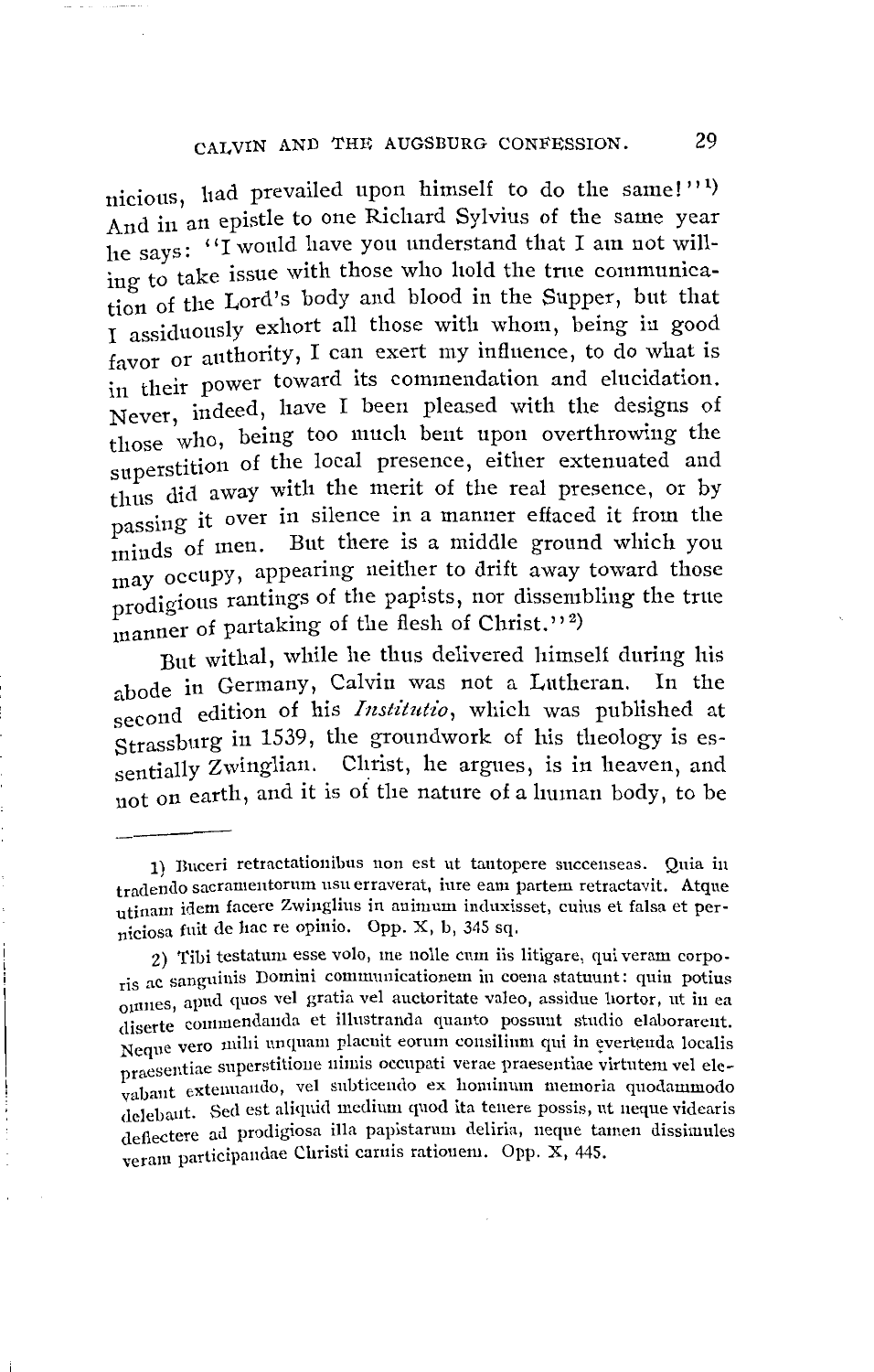nicious, had prevailed upon himself to do the same!"[1]) And in an epistle to one Richard Sylvius of the same year he says: "I would have you understand that I am not willing to take issue with those who hold the true communication of the Lord's body and blood in the Supper, but that I assiduously exhort all those with whom, being in good favor or authority, I can exert my influence, to do what is in their power toward its commendation and elucidation. Never, indeed, have I been pleased with the designs of those who, being too much bent upon overthrowing the superstition of the local presence, either extenuated and thus did away with the merit of the real presence, or by passing it over in silence in a manner effaced it from the minds of men. But there is a middle ground which you may occupy, appearing neither to drift away toward those prodigious rantings of the papists, nor dissembling the true manner of partaking of the flesh of Christ."[2])

But withal, while he thus delivered himself during his abode in Germany, Calvin was not a Lutheran. In the second edition of his *Institutio*, which was published at Strassburg in 1539, the groundwork of his theology is essentially Zwinglian. Christ, he argues, is in heaven, and not on earth, and it is of the nature of a human body, to be

---

1) Buceri retractationibus non est ut tantopere succenseas. Quia in tradendo sacramentorum usu erraverat, iure eam partem retractavit. Atque utinam idem facere Zwinglius in animum induxisset, cuius et falsa et perniciosa fuit de hac re opinio. Opp. X, b, 345 sq.

2) Tibi testatum esse volo, me nolle cum iis litigare, qui veram corporis ac sanguinis Domini communicationem in coena statuunt: quin potius omnes, apud quos vel gratia vel auctoritate valeo, assidue hortor, ut in ea diserte commendanda et illustranda quanto possunt studio elaborarent. Neque vero mihi unquam placuit eorum consilium qui in evertenda localis praesentiae superstitione nimis occupati verae praesentiae virtutem vel elevabant extenuando, vel subticendo ex hominum memoria quodammodo delebant. Sed est aliquid medium quod ita tenere possis, ut neque videaris deflectere ad prodigiosa illa papistarum deliria, neque tamen dissimules veram participandae Christi carnis rationem. Opp. X, 445.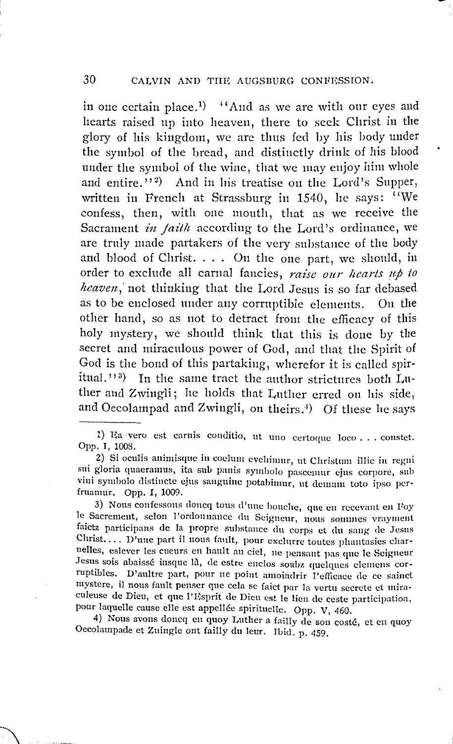in one certain place.[1] "And as we are with our eyes and hearts raised up into heaven, there to seek Christ in the glory of his kingdom, we are thus fed by his body under the symbol of the bread, and distinctly drink of his blood under the symbol of the wine, that we may enjoy him whole and entire."[2] And in his treatise on the Lord's Supper, written in French at Strassburg in 1540, he says: "We confess, then, with one mouth, that as we receive the Sacrament *in faith* according to the Lord's ordinance, we are truly made partakers of the very substance of the body and blood of Christ. . . . On the one part, we should, in order to exclude all carnal fancies, *raise our hearts up to heaven*, not thinking that the Lord Jesus is so far debased as to be enclosed under any corruptible elements. On the other hand, so as not to detract from the efficacy of this holy mystery, we should think that this is done by the secret and miraculous power of God, and that the Spirit of God is the bond of this partaking, wherefor it is called spiritual."[3] In the same tract the author strictures both Luther and Zwingli; he holds that Luther erred on his side, and Oecolampad and Zwingli, on theirs.[4] Of these he says

---

1) Ea vero est carnis conditio, ut uno certoque loco . . . constet. Opp. I, 1008.

2) Si oculis animisque in coelum evehimur, ut Christum illic in regni sui gloria quaeramus, ita sub panis symbolo pascemur ejus corpore, sub vini symbolo distincte ejus sanguine potabimur, ut demum toto ipso perfruamur. Opp. I, 1009.

3) Nous confessons doncq tous d'une bouche, que en recevant en Foy le Sacrement, selon l'ordonnance du Seigneur, nous sommes vrayment faictz participans de la propre substance du corps et du sang de Jesus Christ. . . . D'une part il nous fault, pour exclurre toutes phantasies charnelles, eslever les cueurs en hault au ciel, ne pensant pas que le Seigneur Jesus sois abaissé iusque là, de estre enclos soubz quelques elemens corruptibles. D'aultre part, pour ne point amoindrir l'efficace de ce sainct mystere, il nous fault penser que cela se faict par la vertu secrete et miraculeuse de Dieu, et que l'Esprit de Dieu est le lien de ceste participation, pour laquelle cause elle est appellée spirituelle. Opp. V, 460.

4) Nous avons doncq en quoy Luther a failly de son costé, et en quoy Oecolampade et Zuingle ont failly du leur. Ibid. p. 459.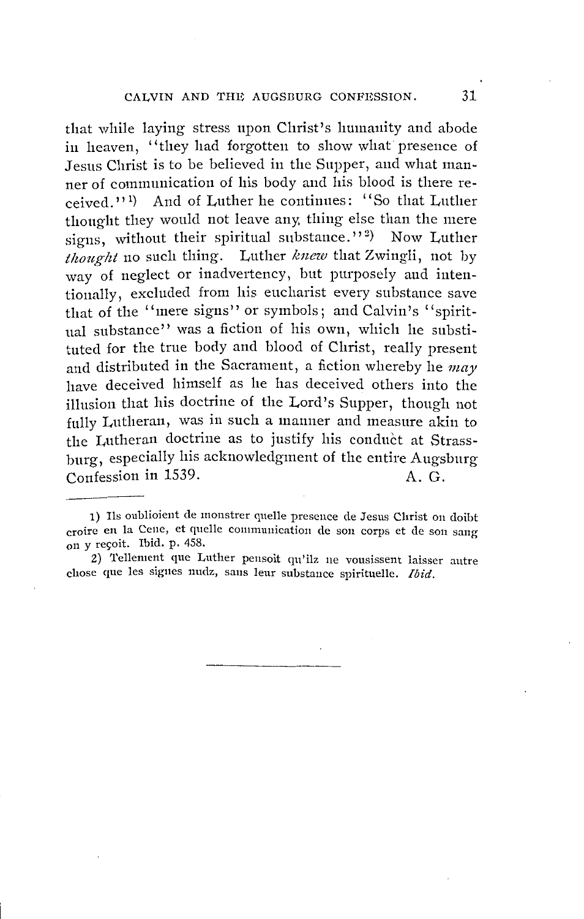that while laying stress upon Christ's humanity and abode in heaven, "they had forgotten to show what presence of Jesus Christ is to be believed in the Supper, and what manner of communication of his body and his blood is there received."[1] And of Luther he continues: "So that Luther thought they would not leave any thing else than the mere signs, without their spiritual substance."[2] Now Luther *thought* no such thing. Luther *knew* that Zwingli, not by way of neglect or inadvertency, but purposely and intentionally, excluded from his eucharist every substance save that of the "mere signs" or symbols; and Calvin's "spiritual substance" was a fiction of his own, which he substituted for the true body and blood of Christ, really present and distributed in the Sacrament, a fiction whereby he *may* have deceived himself as he has deceived others into the illusion that his doctrine of the Lord's Supper, though not fully Lutheran, was in such a manner and measure akin to the Lutheran doctrine as to justify his conduct at Strassburg, especially his acknowledgment of the entire Augsburg Confession in 1539.

A. G.

---

1) Ils oublioient de monstrer quelle presence de Jesus Christ on doibt croire en la Cene, et quelle communication de son corps et de son sang on y reçoit. Ibid. p. 458.

2) Tellement que Luther pensoit qu'ilz ne vousissent laisser autre chose que les signes nudz, sans leur substance spirituelle. *Ibid.*